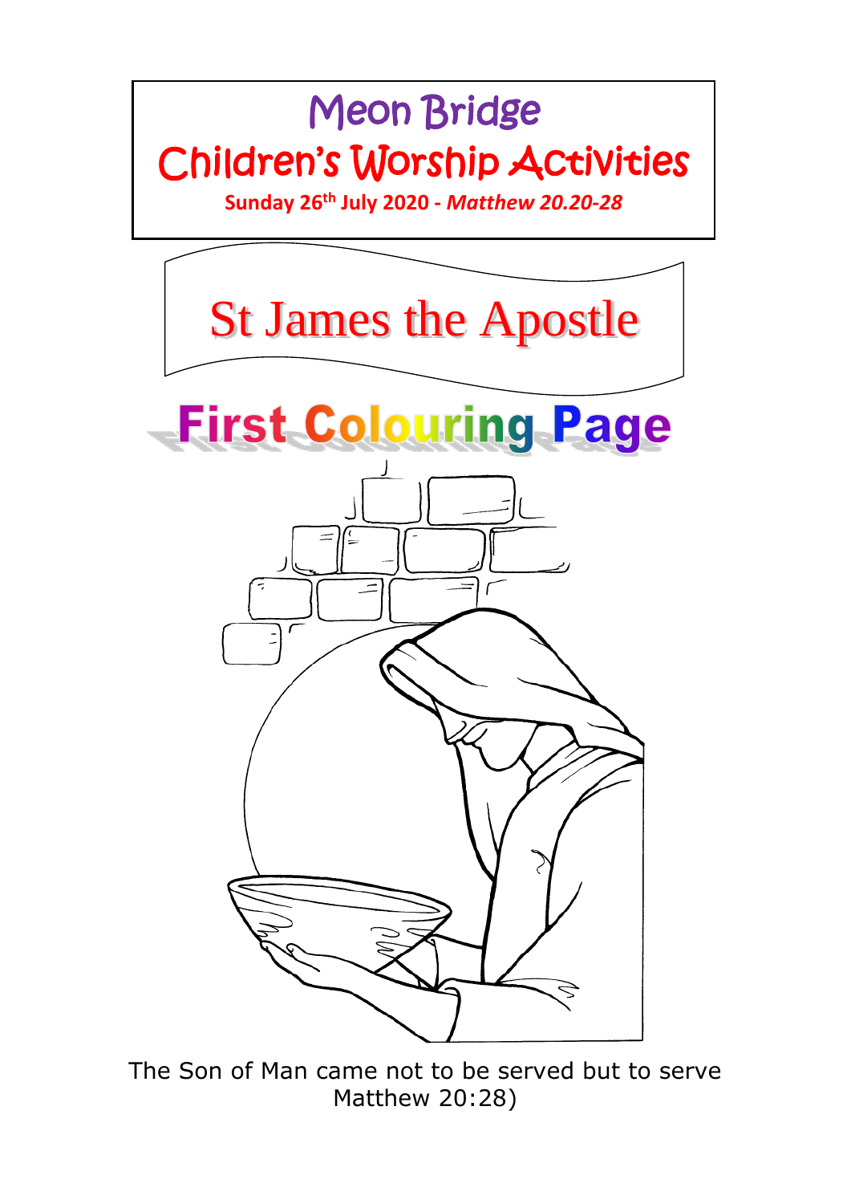# Meon Bridge

# Children's Worship Activities

**Sunday 26th July 2020 - *Matthew 20.20-28***

## St James the Apostle

## First Colouring Page

The Son of Man came not to be served but to serve Matthew 20:28)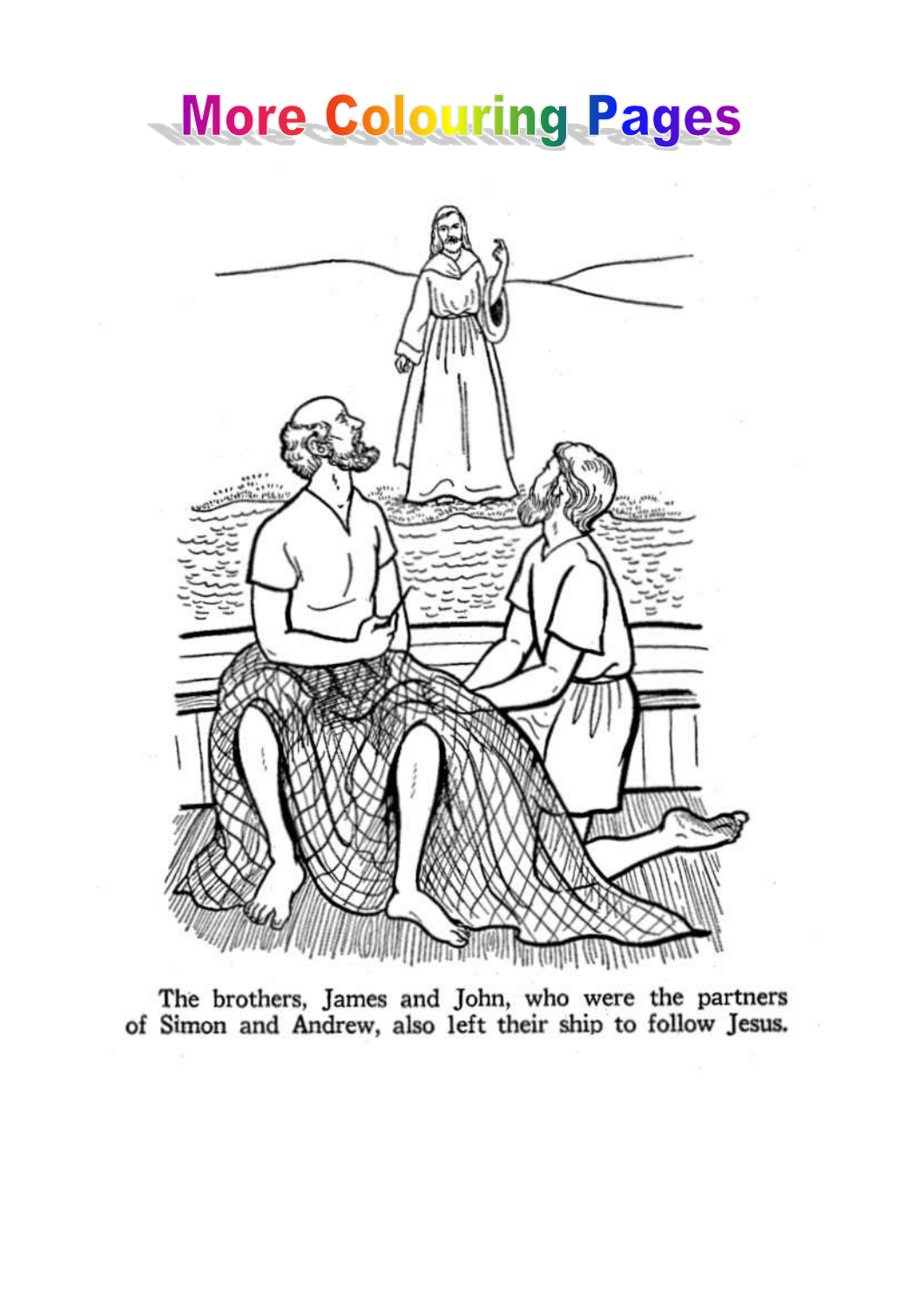# More Colouring Pages

The brothers, James and John, who were the partners of Simon and Andrew, also left their ship to follow Jesus.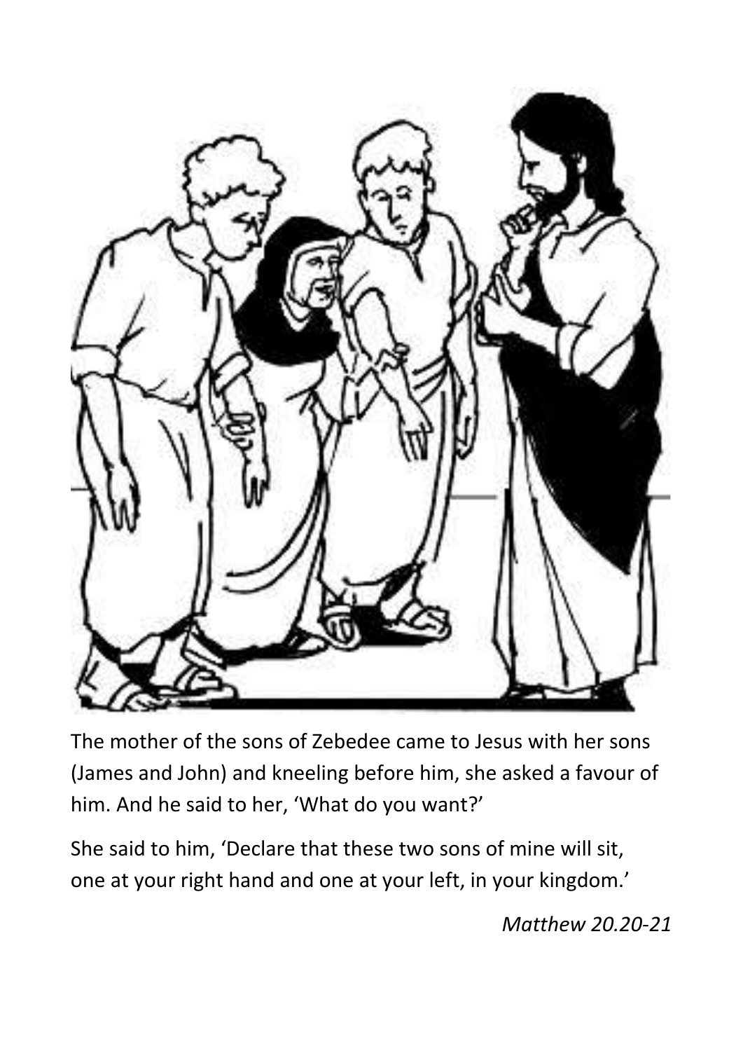The mother of the sons of Zebedee came to Jesus with her sons (James and John) and kneeling before him, she asked a favour of him. And he said to her, ‘What do you want?’

She said to him, ‘Declare that these two sons of mine will sit, one at your right hand and one at your left, in your kingdom.’

*Matthew 20.20-21*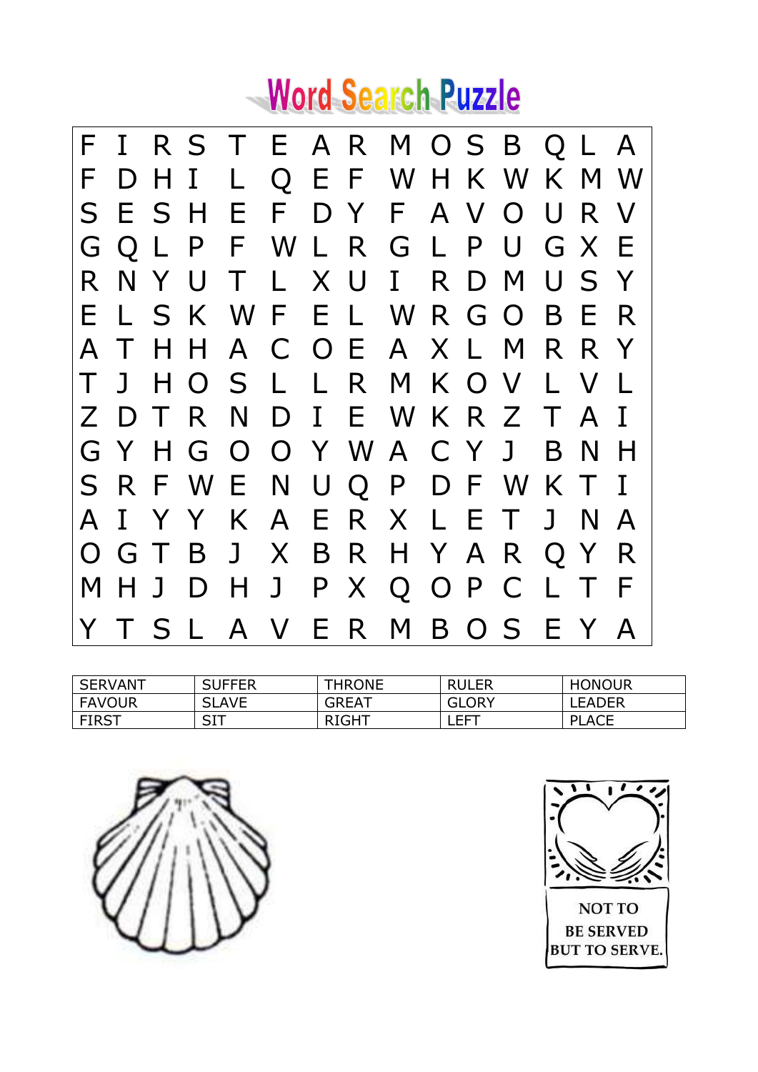# Word Search Puzzle

| | | | | | | | | | | | | | | |
|---|---|---|---|---|---|---|---|---|---|---|---|---|---|---|
| F | I | R | S | T | E | A | R | M | O | S | B | Q | L | A |
| F | D | H | I | L | Q | E | F | W | H | K | W | K | M | W |
| S | E | S | H | E | F | D | Y | F | A | V | O | U | R | V |
| G | Q | L | P | F | W | L | R | G | L | P | U | G | X | E |
| R | N | Y | U | T | L | X | U | I | R | D | M | U | S | Y |
| E | L | S | K | W | F | E | L | W | R | G | O | B | E | R |
| A | T | H | H | A | C | O | E | A | X | L | M | R | R | Y |
| T | J | H | O | S | L | L | R | M | K | O | V | L | V | L |
| Z | D | T | R | N | D | I | E | W | K | R | Z | T | A | I |
| G | Y | H | G | O | O | Y | W | A | C | Y | J | B | N | H |
| S | R | F | W | E | N | U | Q | P | D | F | W | K | T | I |
| A | I | Y | Y | K | A | E | R | X | L | E | T | J | N | A |
| O | G | T | B | J | X | B | R | H | Y | A | R | Q | Y | R |
| M | H | J | D | H | J | P | X | Q | O | P | C | L | T | F |
| Y | T | S | L | A | V | E | R | M | B | O | S | E | Y | A |

| | | | | |
|---|---|---|---|---|
| SERVANT | SUFFER | THRONE | RULER | HONOUR |
| FAVOUR | SLAVE | GREAT | GLORY | LEADER |
| FIRST | SIT | RIGHT | LEFT | PLACE |

NOT TO BE SERVED BUT TO SERVE.